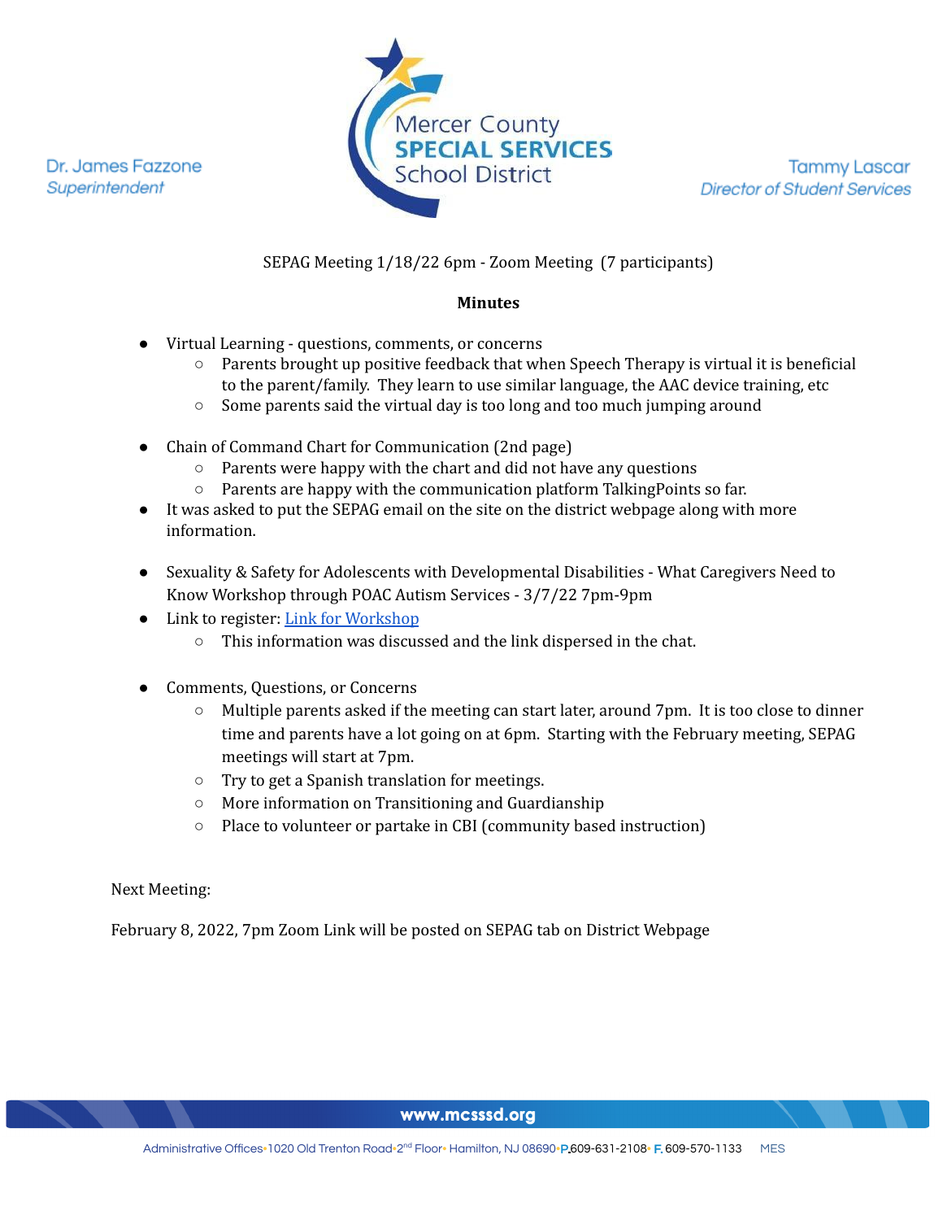Dr. James Fazzone
*Superintendent*

Mercer County **SPECIAL SERVICES** School District

Tammy Lascar
*Director of Student Services*

SEPAG Meeting 1/18/22 6pm - Zoom Meeting (7 participants)

**Minutes**

- Virtual Learning - questions, comments, or concerns
  - Parents brought up positive feedback that when Speech Therapy is virtual it is beneficial to the parent/family. They learn to use similar language, the AAC device training, etc
  - Some parents said the virtual day is too long and too much jumping around

- Chain of Command Chart for Communication (2nd page)
  - Parents were happy with the chart and did not have any questions
  - Parents are happy with the communication platform TalkingPoints so far.
- It was asked to put the SEPAG email on the site on the district webpage along with more information.

- Sexuality & Safety for Adolescents with Developmental Disabilities - What Caregivers Need to Know Workshop through POAC Autism Services - 3/7/22 7pm-9pm
- Link to register: Link for Workshop
  - This information was discussed and the link dispersed in the chat.

- Comments, Questions, or Concerns
  - Multiple parents asked if the meeting can start later, around 7pm. It is too close to dinner time and parents have a lot going on at 6pm. Starting with the February meeting, SEPAG meetings will start at 7pm.
  - Try to get a Spanish translation for meetings.
  - More information on Transitioning and Guardianship
  - Place to volunteer or partake in CBI (community based instruction)

Next Meeting:

February 8, 2022, 7pm Zoom Link will be posted on SEPAG tab on District Webpage

www.mcsssd.org

Administrative Offices•1020 Old Trenton Road•2nd Floor• Hamilton, NJ 08690•P.609-631-2108• F. 609-570-1133 MES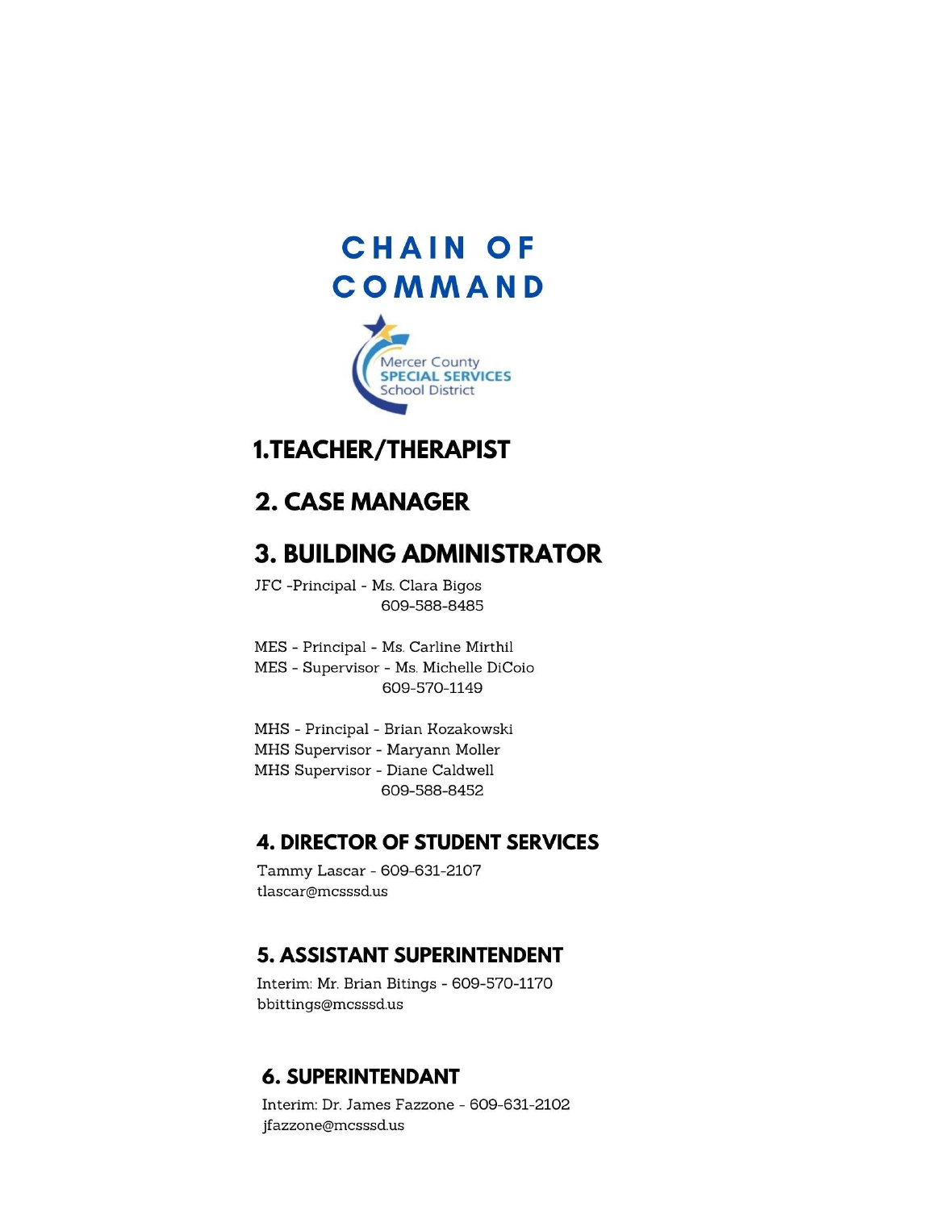# CHAIN OF COMMAND

Mercer County SPECIAL SERVICES School District

## 1. TEACHER/THERAPIST

## 2. CASE MANAGER

## 3. BUILDING ADMINISTRATOR

JFC -Principal - Ms. Clara Bigos
609-588-8485

MES - Principal - Ms. Carline Mirthil
MES - Supervisor - Ms. Michelle DiCoio
609-570-1149

MHS - Principal - Brian Kozakowski
MHS Supervisor - Maryann Moller
MHS Supervisor - Diane Caldwell
609-588-8452

## 4. DIRECTOR OF STUDENT SERVICES

Tammy Lascar - 609-631-2107
tlascar@mcsssd.us

## 5. ASSISTANT SUPERINTENDENT

Interim: Mr. Brian Bitings - 609-570-1170
bbittings@mcsssd.us

## 6. SUPERINTENDANT

Interim: Dr. James Fazzone - 609-631-2102
jfazzone@mcsssd.us